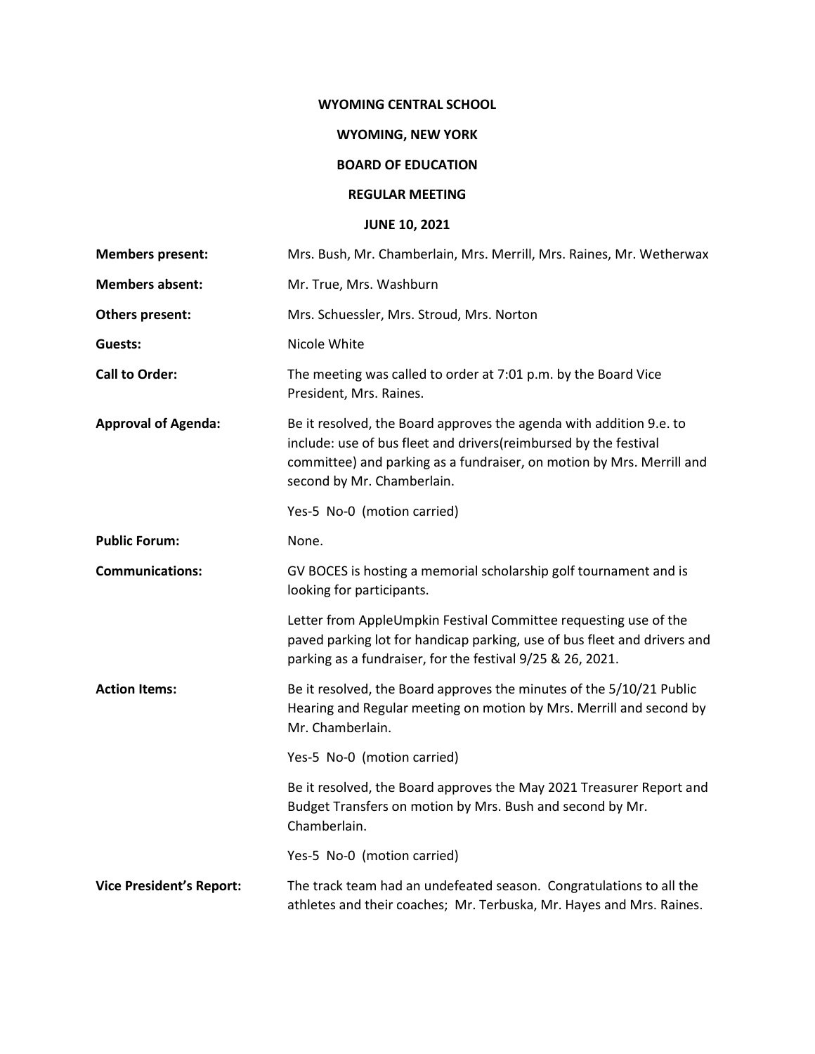# WYOMING CENTRAL SCHOOL

## WYOMING, NEW YORK

## BOARD OF EDUCATION

## REGULAR MEETING

## JUNE 10, 2021

**Members present:** Mrs. Bush, Mr. Chamberlain, Mrs. Merrill, Mrs. Raines, Mr. Wetherwax

**Members absent:** Mr. True, Mrs. Washburn

**Others present:** Mrs. Schuessler, Mrs. Stroud, Mrs. Norton

**Guests:** Nicole White

**Call to Order:** The meeting was called to order at 7:01 p.m. by the Board Vice President, Mrs. Raines.

**Approval of Agenda:** Be it resolved, the Board approves the agenda with addition 9.e. to include: use of bus fleet and drivers(reimbursed by the festival committee) and parking as a fundraiser, on motion by Mrs. Merrill and second by Mr. Chamberlain.

Yes-5 No-0 (motion carried)

**Public Forum:** None.

**Communications:** GV BOCES is hosting a memorial scholarship golf tournament and is looking for participants.

Letter from AppleUmpkin Festival Committee requesting use of the paved parking lot for handicap parking, use of bus fleet and drivers and parking as a fundraiser, for the festival 9/25 & 26, 2021.

**Action Items:** Be it resolved, the Board approves the minutes of the 5/10/21 Public Hearing and Regular meeting on motion by Mrs. Merrill and second by Mr. Chamberlain.

Yes-5 No-0 (motion carried)

Be it resolved, the Board approves the May 2021 Treasurer Report and Budget Transfers on motion by Mrs. Bush and second by Mr. Chamberlain.

Yes-5 No-0 (motion carried)

**Vice President's Report:** The track team had an undefeated season. Congratulations to all the athletes and their coaches; Mr. Terbuska, Mr. Hayes and Mrs. Raines.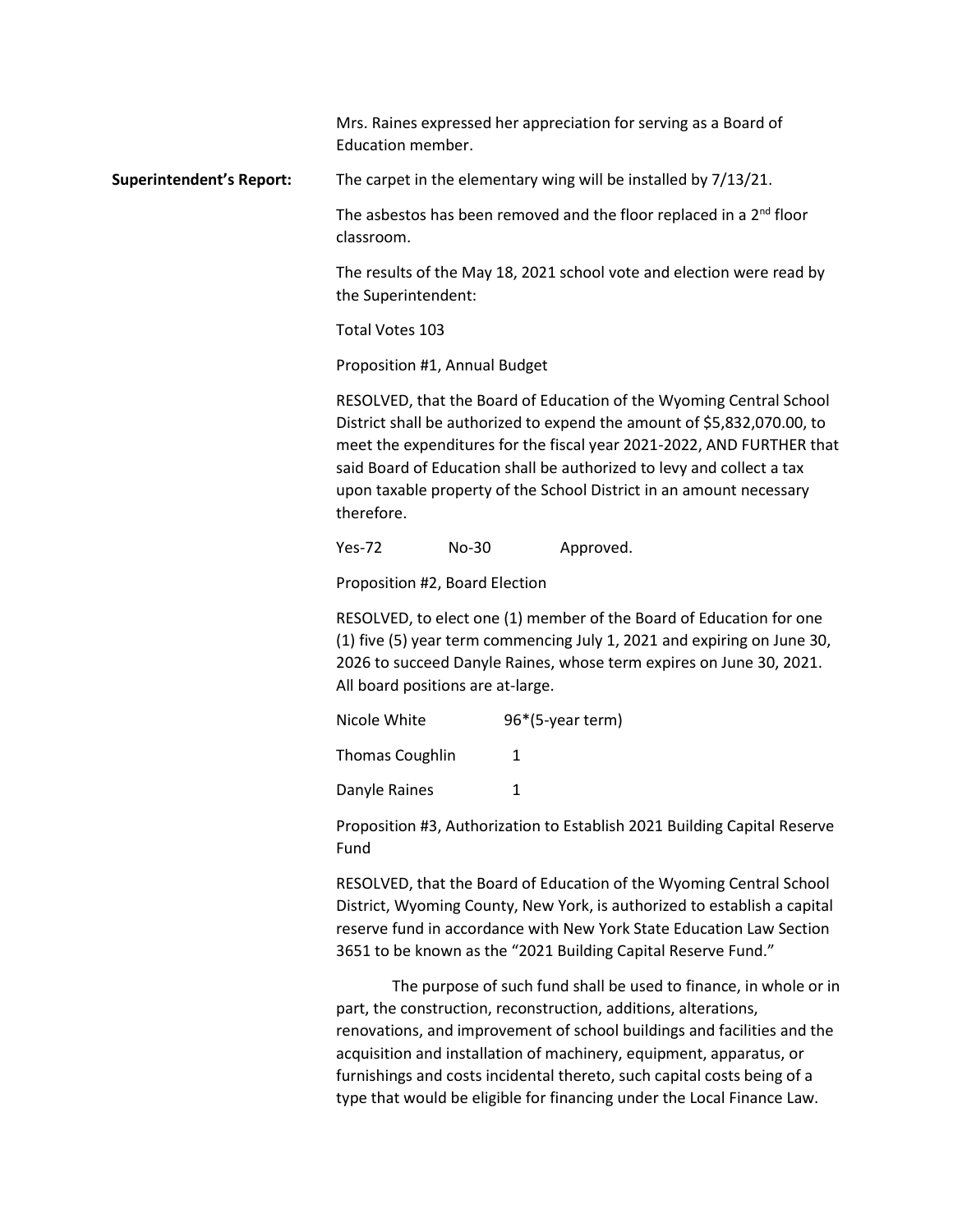Mrs. Raines expressed her appreciation for serving as a Board of Education member.

**Superintendent's Report:**

The carpet in the elementary wing will be installed by 7/13/21.

The asbestos has been removed and the floor replaced in a 2nd floor classroom.

The results of the May 18, 2021 school vote and election were read by the Superintendent:

Total Votes 103

Proposition #1, Annual Budget

RESOLVED, that the Board of Education of the Wyoming Central School District shall be authorized to expend the amount of $5,832,070.00, to meet the expenditures for the fiscal year 2021-2022, AND FURTHER that said Board of Education shall be authorized to levy and collect a tax upon taxable property of the School District in an amount necessary therefore.

Yes-72 No-30 Approved.

Proposition #2, Board Election

RESOLVED, to elect one (1) member of the Board of Education for one (1) five (5) year term commencing July 1, 2021 and expiring on June 30, 2026 to succeed Danyle Raines, whose term expires on June 30, 2021. All board positions are at-large.

| | |
|---|---|
| Nicole White | 96*(5-year term) |
| Thomas Coughlin | 1 |
| Danyle Raines | 1 |

Proposition #3, Authorization to Establish 2021 Building Capital Reserve Fund

RESOLVED, that the Board of Education of the Wyoming Central School District, Wyoming County, New York, is authorized to establish a capital reserve fund in accordance with New York State Education Law Section 3651 to be known as the "2021 Building Capital Reserve Fund."

The purpose of such fund shall be used to finance, in whole or in part, the construction, reconstruction, additions, alterations, renovations, and improvement of school buildings and facilities and the acquisition and installation of machinery, equipment, apparatus, or furnishings and costs incidental thereto, such capital costs being of a type that would be eligible for financing under the Local Finance Law.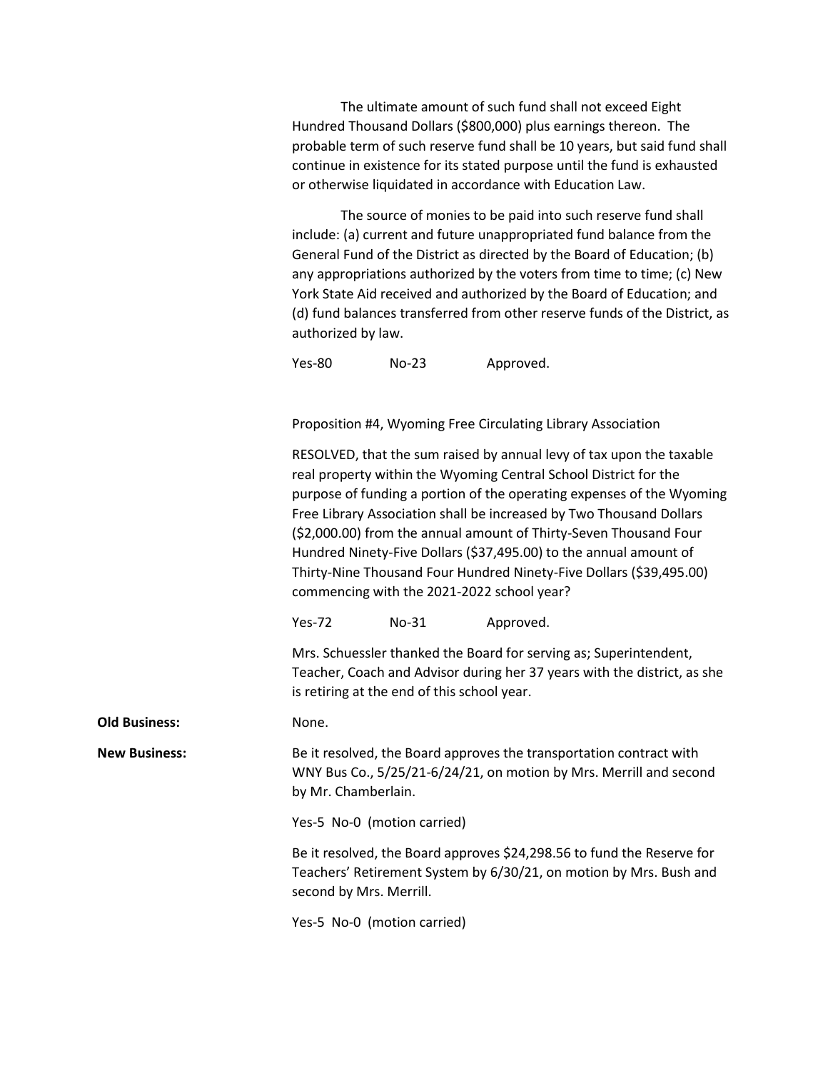The ultimate amount of such fund shall not exceed Eight Hundred Thousand Dollars ($800,000) plus earnings thereon. The probable term of such reserve fund shall be 10 years, but said fund shall continue in existence for its stated purpose until the fund is exhausted or otherwise liquidated in accordance with Education Law.

The source of monies to be paid into such reserve fund shall include: (a) current and future unappropriated fund balance from the General Fund of the District as directed by the Board of Education; (b) any appropriations authorized by the voters from time to time; (c) New York State Aid received and authorized by the Board of Education; and (d) fund balances transferred from other reserve funds of the District, as authorized by law.

Yes-80 No-23 Approved.

Proposition #4, Wyoming Free Circulating Library Association

RESOLVED, that the sum raised by annual levy of tax upon the taxable real property within the Wyoming Central School District for the purpose of funding a portion of the operating expenses of the Wyoming Free Library Association shall be increased by Two Thousand Dollars ($2,000.00) from the annual amount of Thirty-Seven Thousand Four Hundred Ninety-Five Dollars ($37,495.00) to the annual amount of Thirty-Nine Thousand Four Hundred Ninety-Five Dollars ($39,495.00) commencing with the 2021-2022 school year?

Yes-72 No-31 Approved.

Mrs. Schuessler thanked the Board for serving as; Superintendent, Teacher, Coach and Advisor during her 37 years with the district, as she is retiring at the end of this school year.

**Old Business:** None.

**New Business:** Be it resolved, the Board approves the transportation contract with WNY Bus Co., 5/25/21-6/24/21, on motion by Mrs. Merrill and second by Mr. Chamberlain.

Yes-5 No-0 (motion carried)

Be it resolved, the Board approves $24,298.56 to fund the Reserve for Teachers' Retirement System by 6/30/21, on motion by Mrs. Bush and second by Mrs. Merrill.

Yes-5 No-0 (motion carried)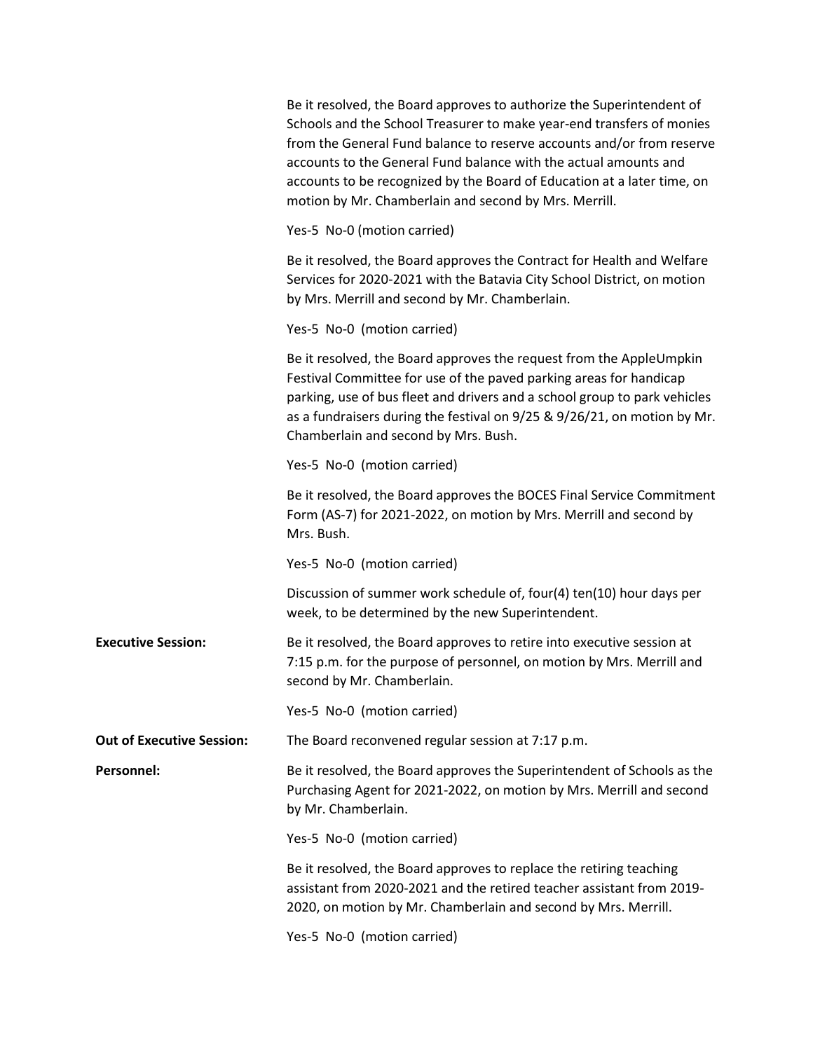Be it resolved, the Board approves to authorize the Superintendent of Schools and the School Treasurer to make year-end transfers of monies from the General Fund balance to reserve accounts and/or from reserve accounts to the General Fund balance with the actual amounts and accounts to be recognized by the Board of Education at a later time, on motion by Mr. Chamberlain and second by Mrs. Merrill.

Yes-5 No-0 (motion carried)

Be it resolved, the Board approves the Contract for Health and Welfare Services for 2020-2021 with the Batavia City School District, on motion by Mrs. Merrill and second by Mr. Chamberlain.

Yes-5 No-0 (motion carried)

Be it resolved, the Board approves the request from the AppleUmpkin Festival Committee for use of the paved parking areas for handicap parking, use of bus fleet and drivers and a school group to park vehicles as a fundraisers during the festival on 9/25 & 9/26/21, on motion by Mr. Chamberlain and second by Mrs. Bush.

Yes-5 No-0 (motion carried)

Be it resolved, the Board approves the BOCES Final Service Commitment Form (AS-7) for 2021-2022, on motion by Mrs. Merrill and second by Mrs. Bush.

Yes-5 No-0 (motion carried)

Discussion of summer work schedule of, four(4) ten(10) hour days per week, to be determined by the new Superintendent.

**Executive Session:** Be it resolved, the Board approves to retire into executive session at 7:15 p.m. for the purpose of personnel, on motion by Mrs. Merrill and second by Mr. Chamberlain.

Yes-5 No-0 (motion carried)

**Out of Executive Session:** The Board reconvened regular session at 7:17 p.m.

**Personnel:** Be it resolved, the Board approves the Superintendent of Schools as the Purchasing Agent for 2021-2022, on motion by Mrs. Merrill and second by Mr. Chamberlain.

Yes-5 No-0 (motion carried)

Be it resolved, the Board approves to replace the retiring teaching assistant from 2020-2021 and the retired teacher assistant from 2019-2020, on motion by Mr. Chamberlain and second by Mrs. Merrill.

Yes-5 No-0 (motion carried)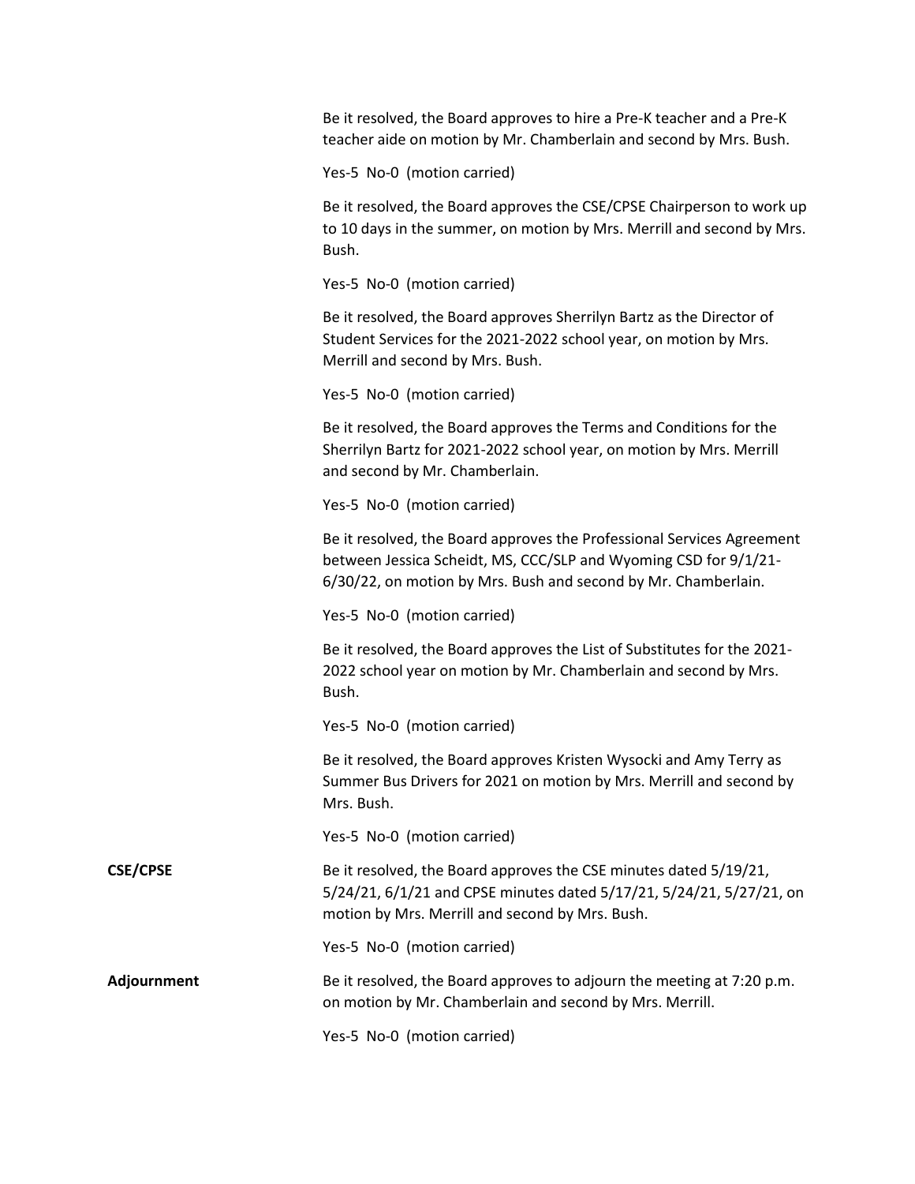Be it resolved, the Board approves to hire a Pre-K teacher and a Pre-K teacher aide on motion by Mr. Chamberlain and second by Mrs. Bush.

Yes-5 No-0 (motion carried)

Be it resolved, the Board approves the CSE/CPSE Chairperson to work up to 10 days in the summer, on motion by Mrs. Merrill and second by Mrs. Bush.

Yes-5 No-0 (motion carried)

Be it resolved, the Board approves Sherrilyn Bartz as the Director of Student Services for the 2021-2022 school year, on motion by Mrs. Merrill and second by Mrs. Bush.

Yes-5 No-0 (motion carried)

Be it resolved, the Board approves the Terms and Conditions for the Sherrilyn Bartz for 2021-2022 school year, on motion by Mrs. Merrill and second by Mr. Chamberlain.

Yes-5 No-0 (motion carried)

Be it resolved, the Board approves the Professional Services Agreement between Jessica Scheidt, MS, CCC/SLP and Wyoming CSD for 9/1/21-6/30/22, on motion by Mrs. Bush and second by Mr. Chamberlain.

Yes-5 No-0 (motion carried)

Be it resolved, the Board approves the List of Substitutes for the 2021-2022 school year on motion by Mr. Chamberlain and second by Mrs. Bush.

Yes-5 No-0 (motion carried)

Be it resolved, the Board approves Kristen Wysocki and Amy Terry as Summer Bus Drivers for 2021 on motion by Mrs. Merrill and second by Mrs. Bush.

Yes-5 No-0 (motion carried)

**CSE/CPSE**

Be it resolved, the Board approves the CSE minutes dated 5/19/21, 5/24/21, 6/1/21 and CPSE minutes dated 5/17/21, 5/24/21, 5/27/21, on motion by Mrs. Merrill and second by Mrs. Bush.

Yes-5 No-0 (motion carried)

**Adjournment**

Be it resolved, the Board approves to adjourn the meeting at 7:20 p.m. on motion by Mr. Chamberlain and second by Mrs. Merrill.

Yes-5 No-0 (motion carried)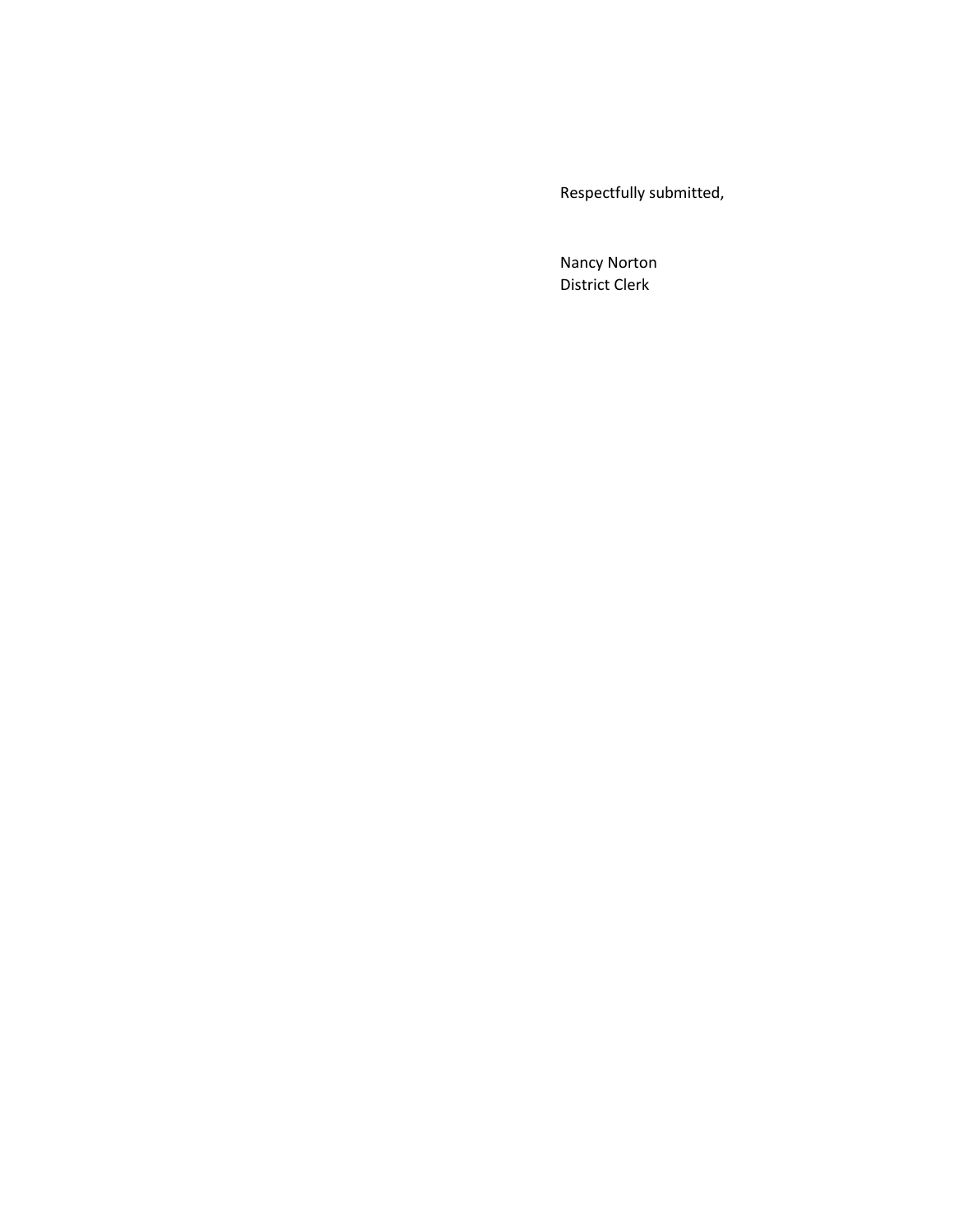Respectfully submitted,

Nancy Norton
District Clerk